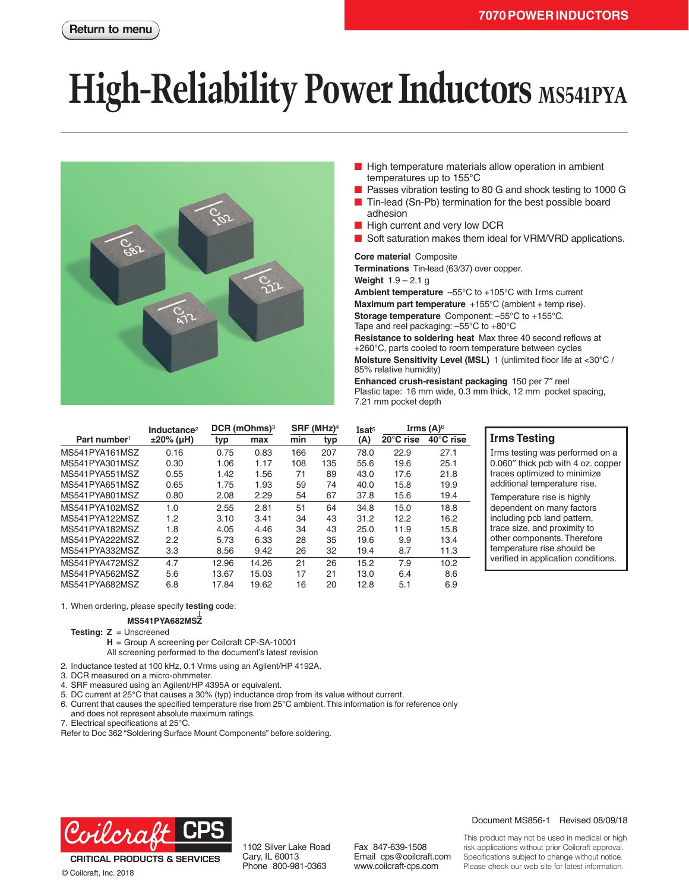7070 POWER INDUCTORS

Return to menu

# High-Reliability Power Inductors MS541PYA

- High temperature materials allow operation in ambient temperatures up to 155°C
- Passes vibration testing to 80 G and shock testing to 1000 G
- Tin-lead (Sn-Pb) termination for the best possible board adhesion
- High current and very low DCR
- Soft saturation makes them ideal for VRM/VRD applications.

**Core material** Composite
**Terminations** Tin-lead (63/37) over copper.
**Weight** 1.9 – 2.1 g
**Ambient temperature** –55°C to +105°C with Irms current
**Maximum part temperature** +155°C (ambient + temp rise).
**Storage temperature** Component: –55°C to +155°C. Tape and reel packaging: –55°C to +80°C
**Resistance to soldering heat** Max three 40 second reflows at +260°C, parts cooled to room temperature between cycles
**Moisture Sensitivity Level (MSL)** 1 (unlimited floor life at <30°C / 85% relative humidity)
**Enhanced crush-resistant packaging** 150 per 7″ reel
Plastic tape: 16 mm wide, 0.3 mm thick, 12 mm pocket spacing, 7.21 mm pocket depth

| Part number[1] | Inductance[2] ±20% (µH) | DCR (mOhms)[3] typ | DCR (mOhms)[3] max | SRF (MHz)[4] min | SRF (MHz)[4] typ | Isat[5] (A) | Irms (A)[6] 20°C rise | Irms (A)[6] 40°C rise |
|---|---|---|---|---|---|---|---|---|
| MS541PYA161MSZ | 0.16 | 0.75 | 0.83 | 166 | 207 | 78.0 | 22.9 | 27.1 |
| MS541PYA301MSZ | 0.30 | 1.06 | 1.17 | 108 | 135 | 55.6 | 19.6 | 25.1 |
| MS541PYA551MSZ | 0.55 | 1.42 | 1.56 | 71 | 89 | 43.0 | 17.6 | 21.8 |
| MS541PYA651MSZ | 0.65 | 1.75 | 1.93 | 59 | 74 | 40.0 | 15.8 | 19.9 |
| MS541PYA801MSZ | 0.80 | 2.08 | 2.29 | 54 | 67 | 37.8 | 15.6 | 19.4 |
| MS541PYA102MSZ | 1.0 | 2.55 | 2.81 | 51 | 64 | 34.8 | 15.0 | 18.8 |
| MS541PYA122MSZ | 1.2 | 3.10 | 3.41 | 34 | 43 | 31.2 | 12.2 | 16.2 |
| MS541PYA182MSZ | 1.8 | 4.05 | 4.46 | 34 | 43 | 25.0 | 11.9 | 15.8 |
| MS541PYA222MSZ | 2.2 | 5.73 | 6.33 | 28 | 35 | 19.6 | 9.9 | 13.4 |
| MS541PYA332MSZ | 3.3 | 8.56 | 9.42 | 26 | 32 | 19.4 | 8.7 | 11.3 |
| MS541PYA472MSZ | 4.7 | 12.96 | 14.26 | 21 | 26 | 15.2 | 7.9 | 10.2 |
| MS541PYA562MSZ | 5.6 | 13.67 | 15.03 | 17 | 21 | 13.0 | 6.4 | 8.6 |
| MS541PYA682MSZ | 6.8 | 17.84 | 19.62 | 16 | 20 | 12.8 | 5.1 | 6.9 |

### Irms Testing

Irms testing was performed on a 0.060″ thick pcb with 4 oz. copper traces optimized to minimize additional temperature rise.

Temperature rise is highly dependent on many factors including pcb land pattern, trace size, and proximity to other components. Therefore temperature rise should be verified in application conditions.

1. When ordering, please specify **testing** code:

   **MS541PYA682MSZ**

   **Testing: Z** = Unscreened
   **H** = Group A screening per Coilcraft CP-SA-10001
   All screening performed to the document's latest revision

2. Inductance tested at 100 kHz, 0.1 Vrms using an Agilent/HP 4192A.
3. DCR measured on a micro-ohmmeter.
4. SRF measured using an Agilent/HP 4395A or equivalent.
5. DC current at 25°C that causes a 30% (typ) inductance drop from its value without current.
6. Current that causes the specified temperature rise from 25°C ambient. This information is for reference only and does not represent absolute maximum ratings.
7. Electrical specifications at 25°C.

Refer to Doc 362 "Soldering Surface Mount Components" before soldering.

Coilcraft CPS
CRITICAL PRODUCTS & SERVICES
© Coilcraft, Inc. 2018

1102 Silver Lake Road
Cary, IL 60013
Phone 800-981-0363

Fax 847-639-1508
Email cps@coilcraft.com
www.coilcraft-cps.com

Document MS856-1 Revised 08/09/18

This product may not be used in medical or high risk applications without prior Coilcraft approval. Specifications subject to change without notice. Please check our web site for latest information.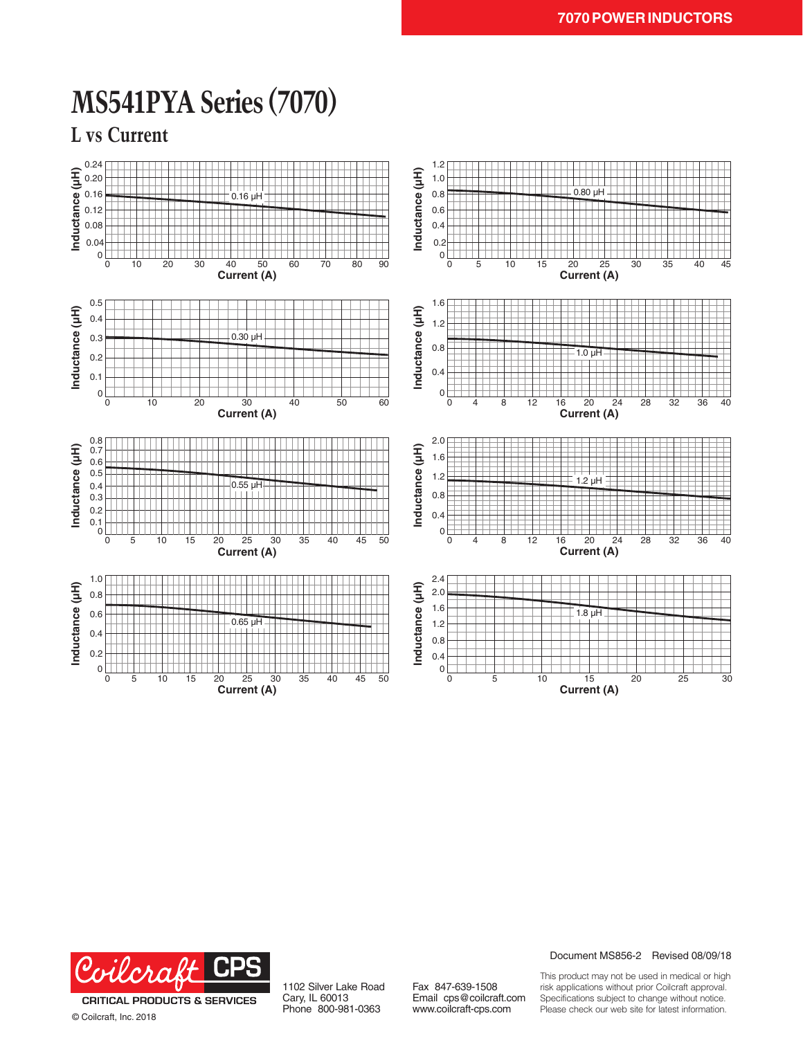# MS541PYA Series (7070)

## L vs Current

0.16 µH — Inductance (µH) vs Current (A)

0.80 µH — Inductance (µH) vs Current (A)

0.30 µH — Inductance (µH) vs Current (A)

1.0 µH — Inductance (µH) vs Current (A)

0.55 µH — Inductance (µH) vs Current (A)

1.2 µH — Inductance (µH) vs Current (A)

0.65 µH — Inductance (µH) vs Current (A)

1.8 µH — Inductance (µH) vs Current (A)

Coilcraft CPS
CRITICAL PRODUCTS & SERVICES
© Coilcraft, Inc. 2018

1102 Silver Lake Road
Cary, IL 60013
Phone 800-981-0363

Fax 847-639-1508
Email cps@coilcraft.com
www.coilcraft-cps.com

Document MS856-2 Revised 08/09/18

This product may not be used in medical or high risk applications without prior Coilcraft approval. Specifications subject to change without notice. Please check our web site for latest information.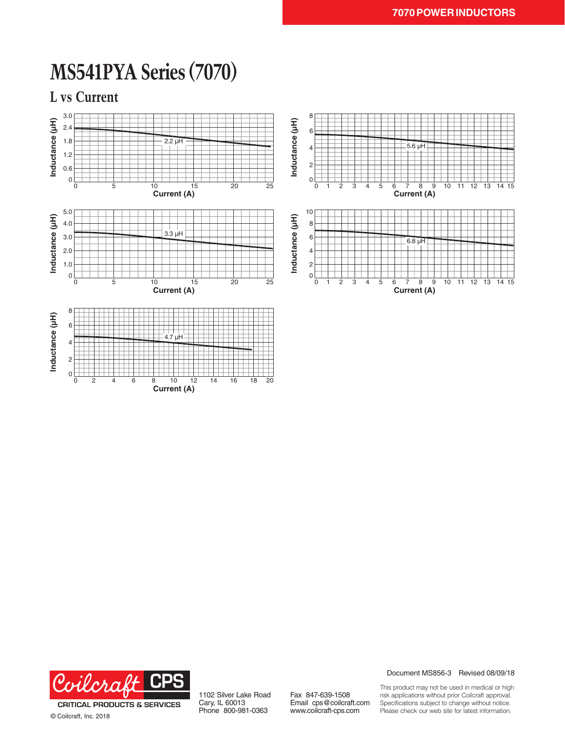# MS541PYA Series (7070)

## L vs Current

Inductance (µH) vs Current (A) — 2.2 µH

Inductance (µH) vs Current (A) — 5.6 µH

Inductance (µH) vs Current (A) — 3.3 µH

Inductance (µH) vs Current (A) — 6.8 µH

Inductance (µH) vs Current (A) — 4.7 µH

Document MS856-3 Revised 08/09/18

This product may not be used in medical or high risk applications without prior Coilcraft approval. Specifications subject to change without notice. Please check our web site for latest information.

Coilcraft CPS — CRITICAL PRODUCTS & SERVICES

© Coilcraft, Inc. 2018

1102 Silver Lake Road
Cary, IL 60013
Phone 800-981-0363

Fax 847-639-1508
Email cps@coilcraft.com
www.coilcraft-cps.com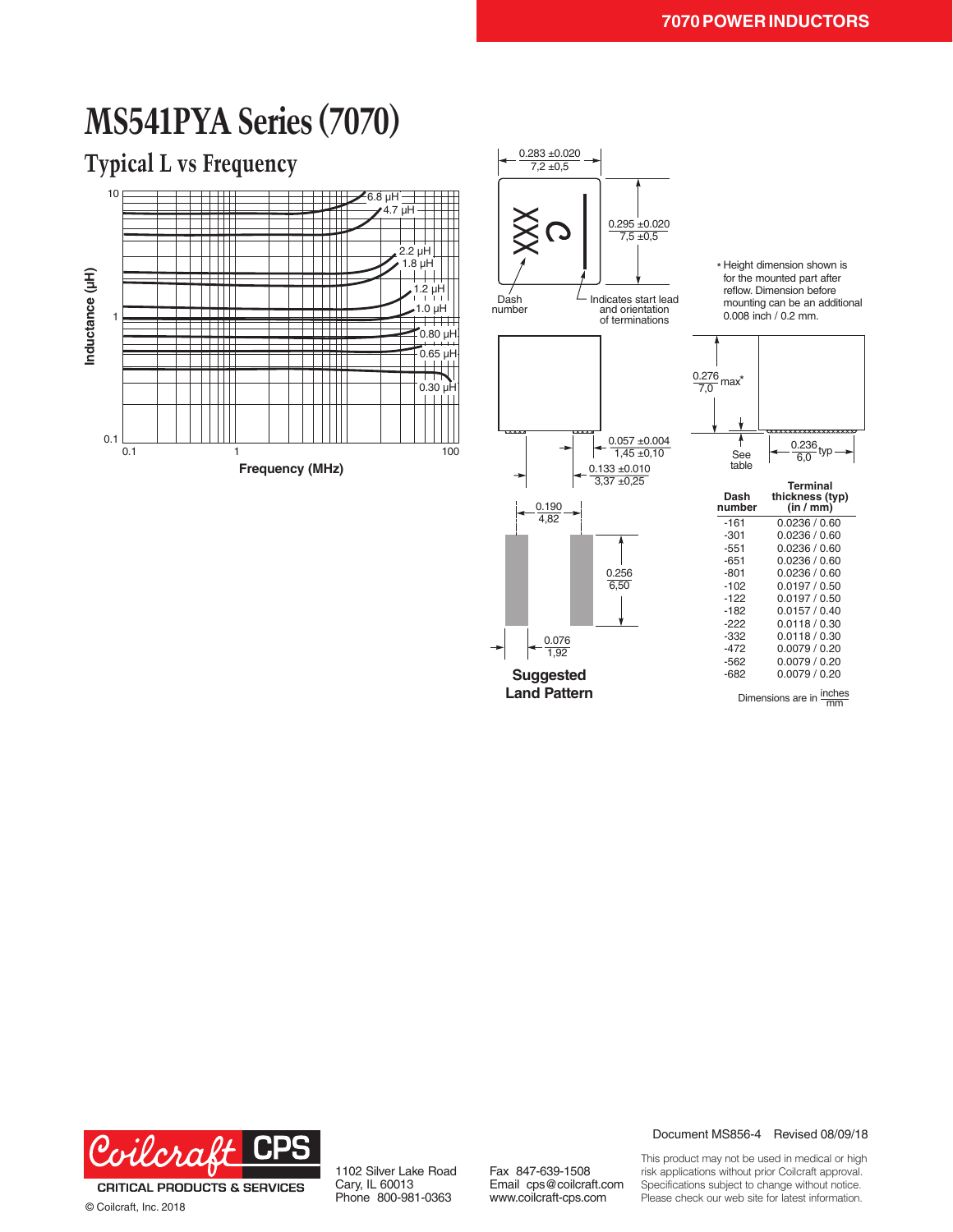# MS541PYA Series (7070)

## Typical L vs Frequency

10
6.8 µH
4.7 µH
2.2 µH
1.8 µH
1.2 µH
1.0 µH
1
0.80 µH
0.65 µH
0.30 µH
0.1
0.1
1
100
Inductance (µH)
Frequency (MHz)

0.283 ±0.020
7,2 ±0,5

0.295 ±0.020
7,5 ±0,5

XXX
C

Dash number

Indicates start lead and orientation of terminations

\* Height dimension shown is for the mounted part after reflow. Dimension before mounting can be an additional 0.008 inch / 0.2 mm.

0.276
7,0
max*

0.057 ±0.004
1,45 ±0,10

0.133 ±0.010
3,37 ±0,25

See table

0.236
6,0
typ

0.190
4,82

0.256
6,50

0.076
1,92

**Suggested Land Pattern**

| Dash number | Terminal thickness (typ) (in / mm) |
|---|---|
| -161 | 0.0236 / 0.60 |
| -301 | 0.0236 / 0.60 |
| -551 | 0.0236 / 0.60 |
| -651 | 0.0236 / 0.60 |
| -801 | 0.0236 / 0.60 |
| -102 | 0.0197 / 0.50 |
| -122 | 0.0197 / 0.50 |
| -182 | 0.0157 / 0.40 |
| -222 | 0.0118 / 0.30 |
| -332 | 0.0118 / 0.30 |
| -472 | 0.0079 / 0.20 |
| -562 | 0.0079 / 0.20 |
| -682 | 0.0079 / 0.20 |

Dimensions are in inches / mm

Document MS856-4 Revised 08/09/18

Coilcraft CPS
CRITICAL PRODUCTS & SERVICES

1102 Silver Lake Road
Cary, IL 60013
Phone 800-981-0363

Fax 847-639-1508
Email cps@coilcraft.com
www.coilcraft-cps.com

This product may not be used in medical or high risk applications without prior Coilcraft approval. Specifications subject to change without notice. Please check our web site for latest information.

© Coilcraft, Inc. 2018